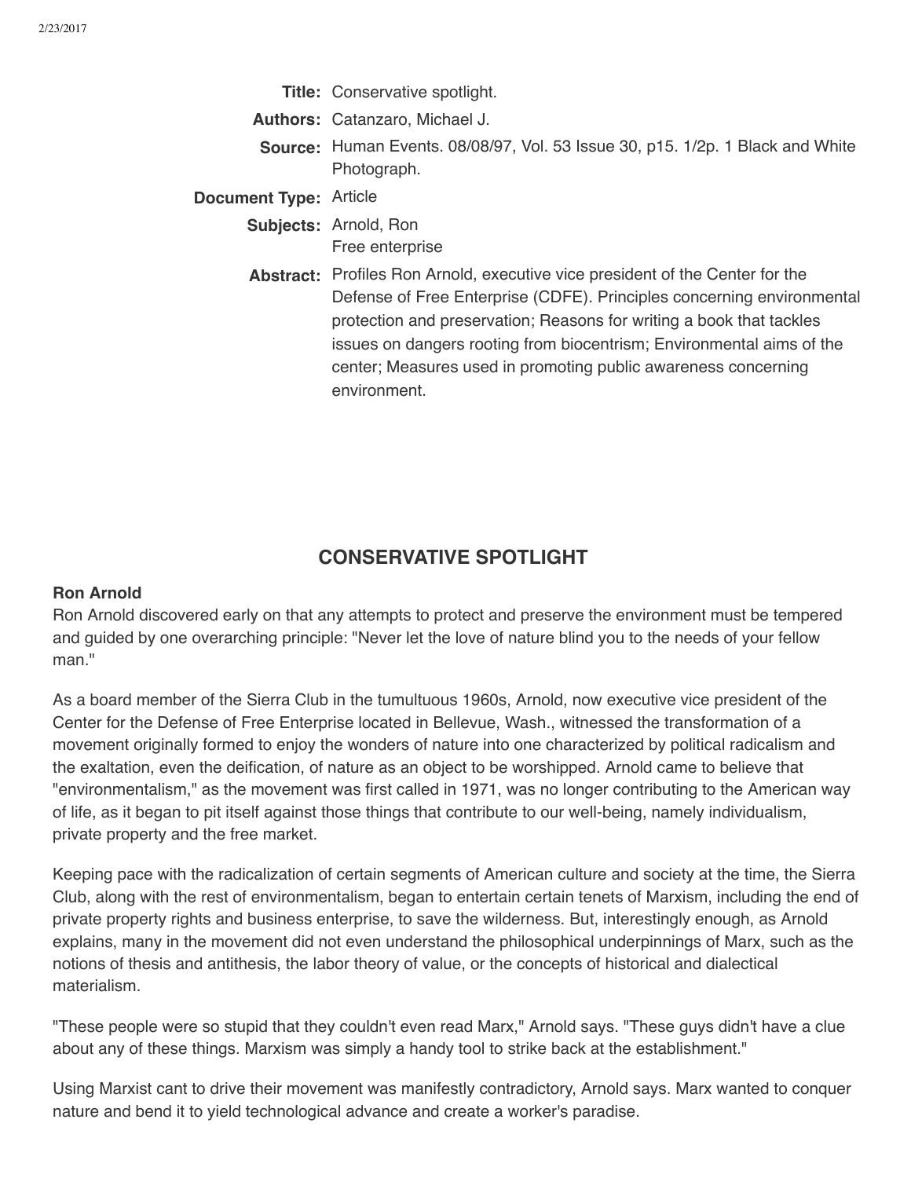**Title:** Conservative spotlight.

**Authors:** Catanzaro, Michael J.

**Source:** Human Events. 08/08/97, Vol. 53 Issue 30, p15. 1/2p. 1 Black and White Photograph.

**Document Type:** Article

**Subjects:** Arnold, Ron
Free enterprise

**Abstract:** Profiles Ron Arnold, executive vice president of the Center for the Defense of Free Enterprise (CDFE). Principles concerning environmental protection and preservation; Reasons for writing a book that tackles issues on dangers rooting from biocentrism; Environmental aims of the center; Measures used in promoting public awareness concerning environment.

## CONSERVATIVE SPOTLIGHT

### Ron Arnold

Ron Arnold discovered early on that any attempts to protect and preserve the environment must be tempered and guided by one overarching principle: "Never let the love of nature blind you to the needs of your fellow man."

As a board member of the Sierra Club in the tumultuous 1960s, Arnold, now executive vice president of the Center for the Defense of Free Enterprise located in Bellevue, Wash., witnessed the transformation of a movement originally formed to enjoy the wonders of nature into one characterized by political radicalism and the exaltation, even the deification, of nature as an object to be worshipped. Arnold came to believe that "environmentalism," as the movement was first called in 1971, was no longer contributing to the American way of life, as it began to pit itself against those things that contribute to our well-being, namely individualism, private property and the free market.

Keeping pace with the radicalization of certain segments of American culture and society at the time, the Sierra Club, along with the rest of environmentalism, began to entertain certain tenets of Marxism, including the end of private property rights and business enterprise, to save the wilderness. But, interestingly enough, as Arnold explains, many in the movement did not even understand the philosophical underpinnings of Marx, such as the notions of thesis and antithesis, the labor theory of value, or the concepts of historical and dialectical materialism.

"These people were so stupid that they couldn't even read Marx," Arnold says. "These guys didn't have a clue about any of these things. Marxism was simply a handy tool to strike back at the establishment."

Using Marxist cant to drive their movement was manifestly contradictory, Arnold says. Marx wanted to conquer nature and bend it to yield technological advance and create a worker's paradise.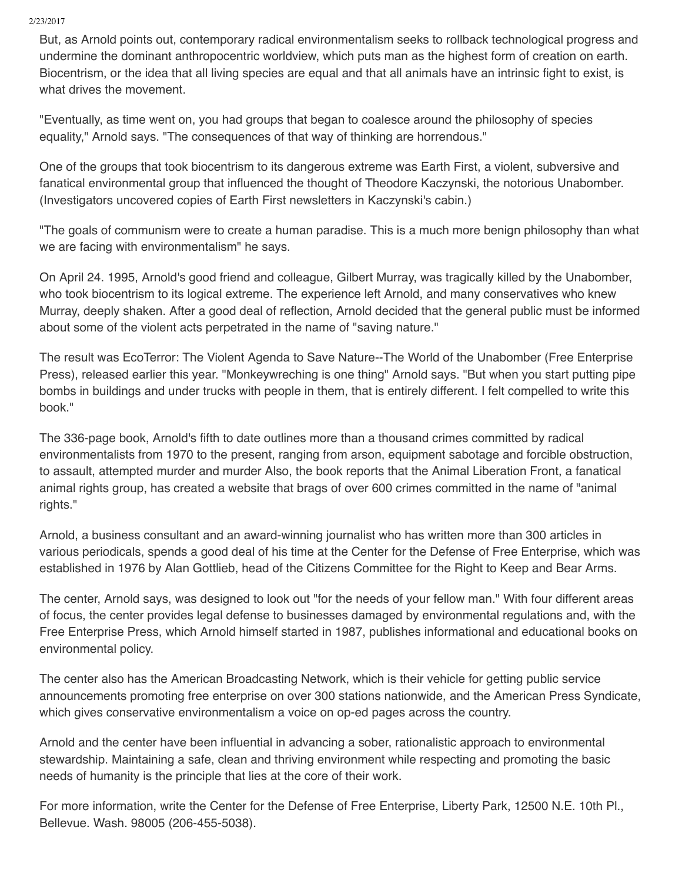But, as Arnold points out, contemporary radical environmentalism seeks to rollback technological progress and undermine the dominant anthropocentric worldview, which puts man as the highest form of creation on earth. Biocentrism, or the idea that all living species are equal and that all animals have an intrinsic fight to exist, is what drives the movement.

"Eventually, as time went on, you had groups that began to coalesce around the philosophy of species equality," Arnold says. "The consequences of that way of thinking are horrendous."

One of the groups that took biocentrism to its dangerous extreme was Earth First, a violent, subversive and fanatical environmental group that influenced the thought of Theodore Kaczynski, the notorious Unabomber. (Investigators uncovered copies of Earth First newsletters in Kaczynski's cabin.)

"The goals of communism were to create a human paradise. This is a much more benign philosophy than what we are facing with environmentalism" he says.

On April 24. 1995, Arnold's good friend and colleague, Gilbert Murray, was tragically killed by the Unabomber, who took biocentrism to its logical extreme. The experience left Arnold, and many conservatives who knew Murray, deeply shaken. After a good deal of reflection, Arnold decided that the general public must be informed about some of the violent acts perpetrated in the name of "saving nature."

The result was EcoTerror: The Violent Agenda to Save Nature--The World of the Unabomber (Free Enterprise Press), released earlier this year. "Monkeywreching is one thing" Arnold says. "But when you start putting pipe bombs in buildings and under trucks with people in them, that is entirely different. I felt compelled to write this book."

The 336-page book, Arnold's fifth to date outlines more than a thousand crimes committed by radical environmentalists from 1970 to the present, ranging from arson, equipment sabotage and forcible obstruction, to assault, attempted murder and murder Also, the book reports that the Animal Liberation Front, a fanatical animal rights group, has created a website that brags of over 600 crimes committed in the name of "animal rights."

Arnold, a business consultant and an award-winning journalist who has written more than 300 articles in various periodicals, spends a good deal of his time at the Center for the Defense of Free Enterprise, which was established in 1976 by Alan Gottlieb, head of the Citizens Committee for the Right to Keep and Bear Arms.

The center, Arnold says, was designed to look out "for the needs of your fellow man." With four different areas of focus, the center provides legal defense to businesses damaged by environmental regulations and, with the Free Enterprise Press, which Arnold himself started in 1987, publishes informational and educational books on environmental policy.

The center also has the American Broadcasting Network, which is their vehicle for getting public service announcements promoting free enterprise on over 300 stations nationwide, and the American Press Syndicate, which gives conservative environmentalism a voice on op-ed pages across the country.

Arnold and the center have been influential in advancing a sober, rationalistic approach to environmental stewardship. Maintaining a safe, clean and thriving environment while respecting and promoting the basic needs of humanity is the principle that lies at the core of their work.

For more information, write the Center for the Defense of Free Enterprise, Liberty Park, 12500 N.E. 10th Pl., Bellevue. Wash. 98005 (206-455-5038).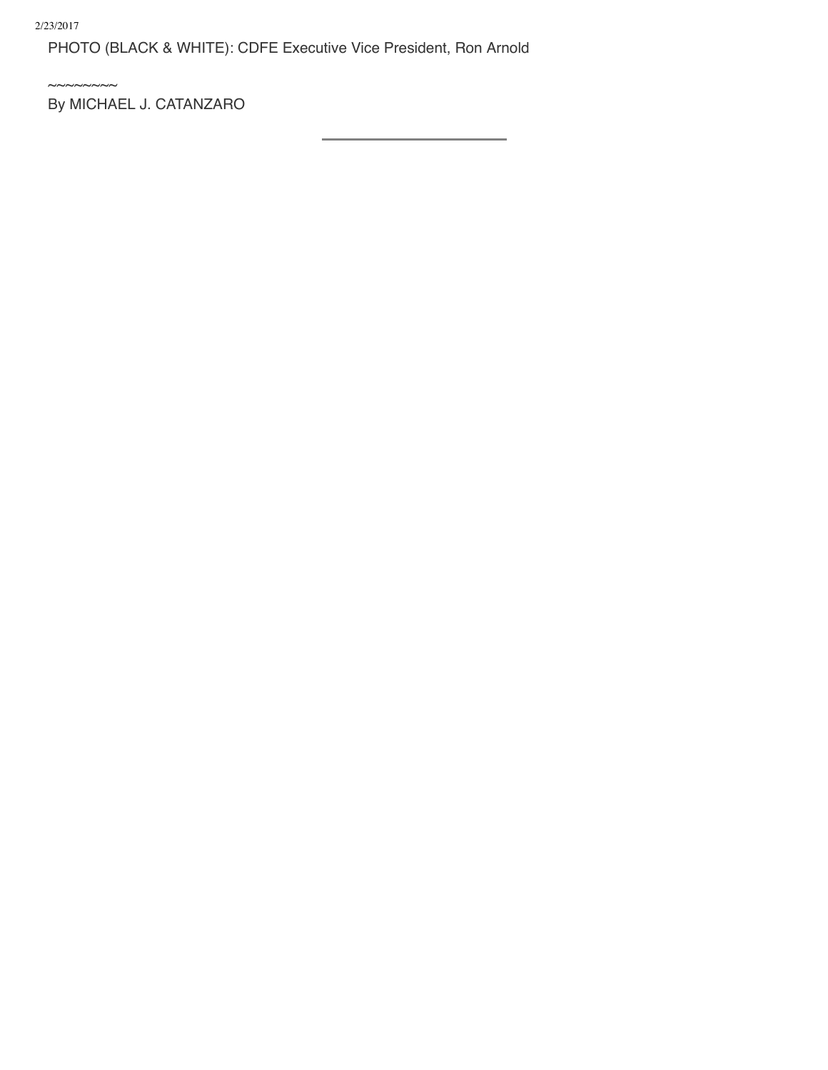PHOTO (BLACK & WHITE): CDFE Executive Vice President, Ron Arnold

~~~~~~~~

By MICHAEL J. CATANZARO